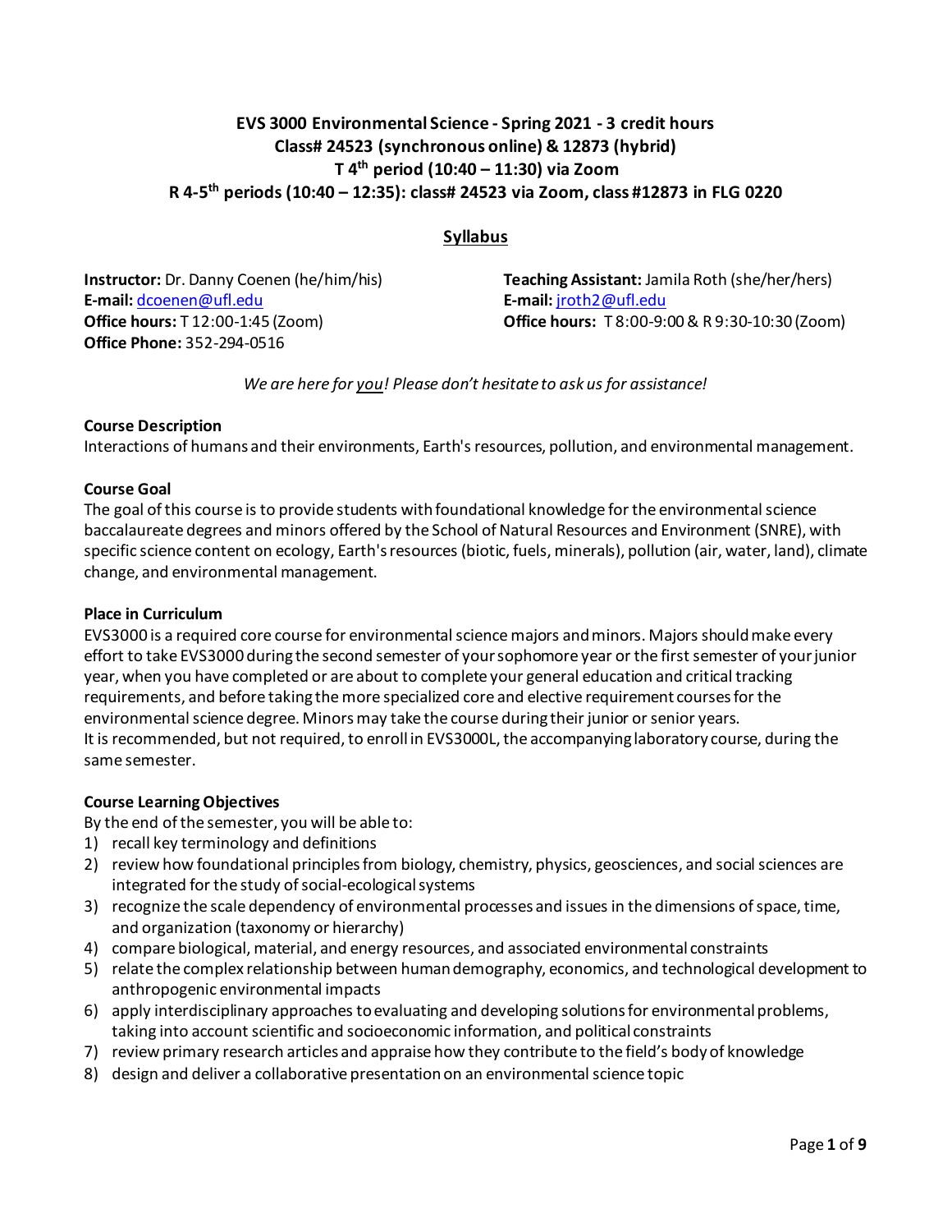# EVS 3000 Environmental Science - Spring 2021 - 3 credit hours
## Class# 24523 (synchronous online) & 12873 (hybrid)
## T 4th period (10:40 – 11:30) via Zoom
## R 4-5th periods (10:40 – 12:35): class# 24523 via Zoom, class #12873 in FLG 0220

## Syllabus

**Instructor:** Dr. Danny Coenen (he/him/his)
**E-mail:** dcoenen@ufl.edu
**Office hours:** T 12:00-1:45 (Zoom)
**Office Phone:** 352-294-0516

**Teaching Assistant:** Jamila Roth (she/her/hers)
**E-mail:** jroth2@ufl.edu
**Office hours:** T 8:00-9:00 & R 9:30-10:30 (Zoom)

*We are here for you! Please don't hesitate to ask us for assistance!*

### Course Description

Interactions of humans and their environments, Earth's resources, pollution, and environmental management.

### Course Goal

The goal of this course is to provide students with foundational knowledge for the environmental science baccalaureate degrees and minors offered by the School of Natural Resources and Environment (SNRE), with specific science content on ecology, Earth's resources (biotic, fuels, minerals), pollution (air, water, land), climate change, and environmental management.

### Place in Curriculum

EVS3000 is a required core course for environmental science majors and minors. Majors should make every effort to take EVS3000 during the second semester of your sophomore year or the first semester of your junior year, when you have completed or are about to complete your general education and critical tracking requirements, and before taking the more specialized core and elective requirement courses for the environmental science degree. Minors may take the course during their junior or senior years.
It is recommended, but not required, to enroll in EVS3000L, the accompanying laboratory course, during the same semester.

### Course Learning Objectives

By the end of the semester, you will be able to:

1) recall key terminology and definitions
2) review how foundational principles from biology, chemistry, physics, geosciences, and social sciences are integrated for the study of social-ecological systems
3) recognize the scale dependency of environmental processes and issues in the dimensions of space, time, and organization (taxonomy or hierarchy)
4) compare biological, material, and energy resources, and associated environmental constraints
5) relate the complex relationship between human demography, economics, and technological development to anthropogenic environmental impacts
6) apply interdisciplinary approaches to evaluating and developing solutions for environmental problems, taking into account scientific and socioeconomic information, and political constraints
7) review primary research articles and appraise how they contribute to the field's body of knowledge
8) design and deliver a collaborative presentation on an environmental science topic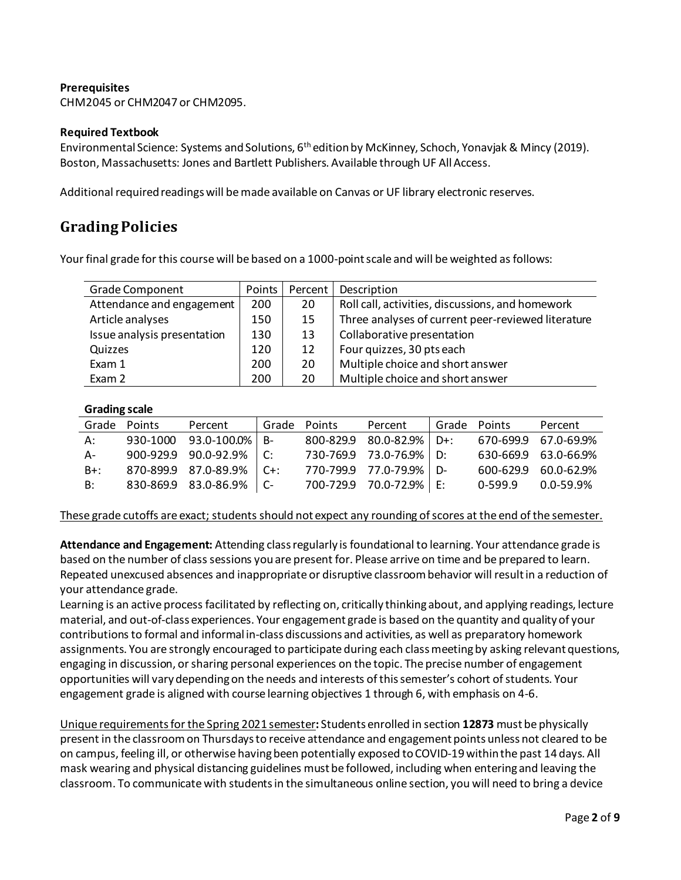**Prerequisites**
CHM2045 or CHM2047 or CHM2095.

**Required Textbook**
Environmental Science: Systems and Solutions, 6th edition by McKinney, Schoch, Yonavjak & Mincy (2019). Boston, Massachusetts: Jones and Bartlett Publishers. Available through UF All Access.

Additional required readings will be made available on Canvas or UF library electronic reserves.

## Grading Policies

Your final grade for this course will be based on a 1000-point scale and will be weighted as follows:

| Grade Component | Points | Percent | Description |
| --- | --- | --- | --- |
| Attendance and engagement | 200 | 20 | Roll call, activities, discussions, and homework |
| Article analyses | 150 | 15 | Three analyses of current peer-reviewed literature |
| Issue analysis presentation | 130 | 13 | Collaborative presentation |
| Quizzes | 120 | 12 | Four quizzes, 30 pts each |
| Exam 1 | 200 | 20 | Multiple choice and short answer |
| Exam 2 | 200 | 20 | Multiple choice and short answer |

**Grading scale**

| Grade | Points | Percent | Grade | Points | Percent | Grade | Points | Percent |
| --- | --- | --- | --- | --- | --- | --- | --- | --- |
| A: | 930-1000 | 93.0-100.0% | B- | 800-829.9 | 80.0-82.9% | D+: | 670-699.9 | 67.0-69.9% |
| A- | 900-929.9 | 90.0-92.9% | C: | 730-769.9 | 73.0-76.9% | D: | 630-669.9 | 63.0-66.9% |
| B+: | 870-899.9 | 87.0-89.9% | C+: | 770-799.9 | 77.0-79.9% | D- | 600-629.9 | 60.0-62.9% |
| B: | 830-869.9 | 83.0-86.9% | C- | 700-729.9 | 70.0-72.9% | E: | 0-599.9 | 0.0-59.9% |

<u>These grade cutoffs are exact; students should not expect any rounding of scores at the end of the semester.</u>

**Attendance and Engagement:** Attending class regularly is foundational to learning. Your attendance grade is based on the number of class sessions you are present for. Please arrive on time and be prepared to learn. Repeated unexcused absences and inappropriate or disruptive classroom behavior will result in a reduction of your attendance grade.
Learning is an active process facilitated by reflecting on, critically thinking about, and applying readings, lecture material, and out-of-class experiences. Your engagement grade is based on the quantity and quality of your contributions to formal and informal in-class discussions and activities, as well as preparatory homework assignments. You are strongly encouraged to participate during each class meeting by asking relevant questions, engaging in discussion, or sharing personal experiences on the topic. The precise number of engagement opportunities will vary depending on the needs and interests of this semester's cohort of students. Your engagement grade is aligned with course learning objectives 1 through 6, with emphasis on 4-6.

<u>Unique requirements for the Spring 2021 semester</u>**:** Students enrolled in section **12873** must be physically present in the classroom on Thursdays to receive attendance and engagement points unless not cleared to be on campus, feeling ill, or otherwise having been potentially exposed to COVID-19 within the past 14 days. All mask wearing and physical distancing guidelines must be followed, including when entering and leaving the classroom. To communicate with students in the simultaneous online section, you will need to bring a device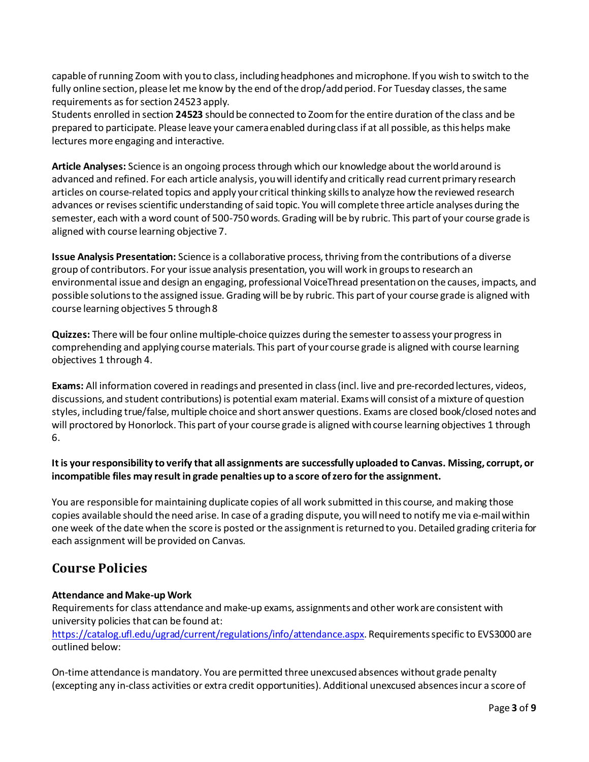capable of running Zoom with you to class, including headphones and microphone. If you wish to switch to the fully online section, please let me know by the end of the drop/add period. For Tuesday classes, the same requirements as for section 24523 apply.
Students enrolled in section **24523** should be connected to Zoom for the entire duration of the class and be prepared to participate. Please leave your camera enabled during class if at all possible, as this helps make lectures more engaging and interactive.

**Article Analyses:** Science is an ongoing process through which our knowledge about the world around is advanced and refined. For each article analysis, you will identify and critically read current primary research articles on course-related topics and apply your critical thinking skills to analyze how the reviewed research advances or revises scientific understanding of said topic. You will complete three article analyses during the semester, each with a word count of 500-750 words. Grading will be by rubric. This part of your course grade is aligned with course learning objective 7.

**Issue Analysis Presentation:** Science is a collaborative process, thriving from the contributions of a diverse group of contributors. For your issue analysis presentation, you will work in groups to research an environmental issue and design an engaging, professional VoiceThread presentation on the causes, impacts, and possible solutions to the assigned issue. Grading will be by rubric. This part of your course grade is aligned with course learning objectives 5 through 8

**Quizzes:** There will be four online multiple-choice quizzes during the semester to assess your progress in comprehending and applying course materials. This part of your course grade is aligned with course learning objectives 1 through 4.

**Exams:** All information covered in readings and presented in class (incl. live and pre-recorded lectures, videos, discussions, and student contributions) is potential exam material. Exams will consist of a mixture of question styles, including true/false, multiple choice and short answer questions. Exams are closed book/closed notes and will proctored by Honorlock. This part of your course grade is aligned with course learning objectives 1 through 6.

**It is your responsibility to verify that all assignments are successfully uploaded to Canvas. Missing, corrupt, or incompatible files may result in grade penalties up to a score of zero for the assignment.**

You are responsible for maintaining duplicate copies of all work submitted in this course, and making those copies available should the need arise. In case of a grading dispute, you will need to notify me via e-mail within one week of the date when the score is posted or the assignment is returned to you. Detailed grading criteria for each assignment will be provided on Canvas.

## Course Policies

**Attendance and Make-up Work**
Requirements for class attendance and make-up exams, assignments and other work are consistent with university policies that can be found at:
https://catalog.ufl.edu/ugrad/current/regulations/info/attendance.aspx. Requirements specific to EVS3000 are outlined below:

On-time attendance is mandatory. You are permitted three unexcused absences without grade penalty (excepting any in-class activities or extra credit opportunities). Additional unexcused absences incur a score of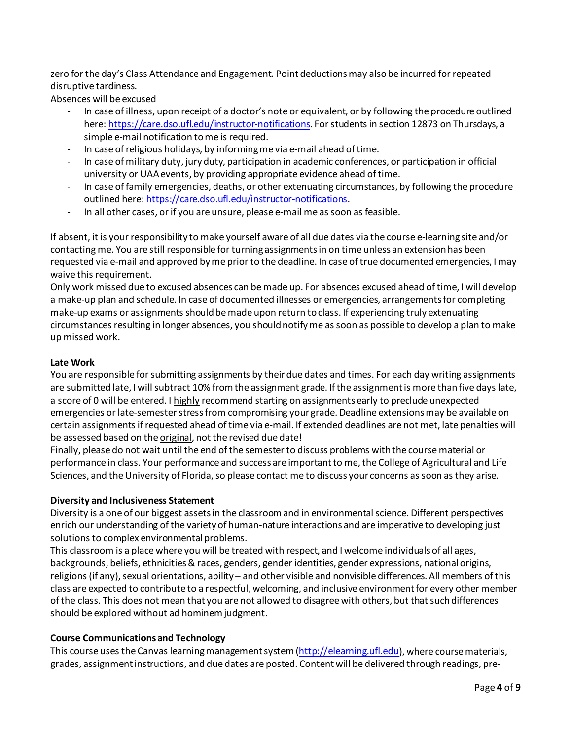zero for the day's Class Attendance and Engagement. Point deductions may also be incurred for repeated disruptive tardiness.

Absences will be excused

- In case of illness, upon receipt of a doctor's note or equivalent, or by following the procedure outlined here: https://care.dso.ufl.edu/instructor-notifications. For students in section 12873 on Thursdays, a simple e-mail notification to me is required.
- In case of religious holidays, by informing me via e-mail ahead of time.
- In case of military duty, jury duty, participation in academic conferences, or participation in official university or UAA events, by providing appropriate evidence ahead of time.
- In case of family emergencies, deaths, or other extenuating circumstances, by following the procedure outlined here: https://care.dso.ufl.edu/instructor-notifications.
- In all other cases, or if you are unsure, please e-mail me as soon as feasible.

If absent, it is your responsibility to make yourself aware of all due dates via the course e-learning site and/or contacting me. You are still responsible for turning assignments in on time unless an extension has been requested via e-mail and approved by me prior to the deadline. In case of true documented emergencies, I may waive this requirement.

Only work missed due to excused absences can be made up. For absences excused ahead of time, I will develop a make-up plan and schedule. In case of documented illnesses or emergencies, arrangements for completing make-up exams or assignments should be made upon return to class. If experiencing truly extenuating circumstances resulting in longer absences, you should notify me as soon as possible to develop a plan to make up missed work.

**Late Work**

You are responsible for submitting assignments by their due dates and times. For each day writing assignments are submitted late, I will subtract 10% from the assignment grade. If the assignment is more than five days late, a score of 0 will be entered. I <u>highly</u> recommend starting on assignments early to preclude unexpected emergencies or late-semester stress from compromising your grade. Deadline extensions may be available on certain assignments if requested ahead of time via e-mail. If extended deadlines are not met, late penalties will be assessed based on the <u>original</u>, not the revised due date!

Finally, please do not wait until the end of the semester to discuss problems with the course material or performance in class. Your performance and success are important to me, the College of Agricultural and Life Sciences, and the University of Florida, so please contact me to discuss your concerns as soon as they arise.

**Diversity and Inclusiveness Statement**

Diversity is a one of our biggest assets in the classroom and in environmental science. Different perspectives enrich our understanding of the variety of human-nature interactions and are imperative to developing just solutions to complex environmental problems.

This classroom is a place where you will be treated with respect, and I welcome individuals of all ages, backgrounds, beliefs, ethnicities & races, genders, gender identities, gender expressions, national origins, religions (if any), sexual orientations, ability – and other visible and nonvisible differences. All members of this class are expected to contribute to a respectful, welcoming, and inclusive environment for every other member of the class. This does not mean that you are not allowed to disagree with others, but that such differences should be explored without ad hominem judgment.

**Course Communications and Technology**

This course uses the Canvas learning management system (http://elearning.ufl.edu), where course materials, grades, assignment instructions, and due dates are posted. Content will be delivered through readings, pre-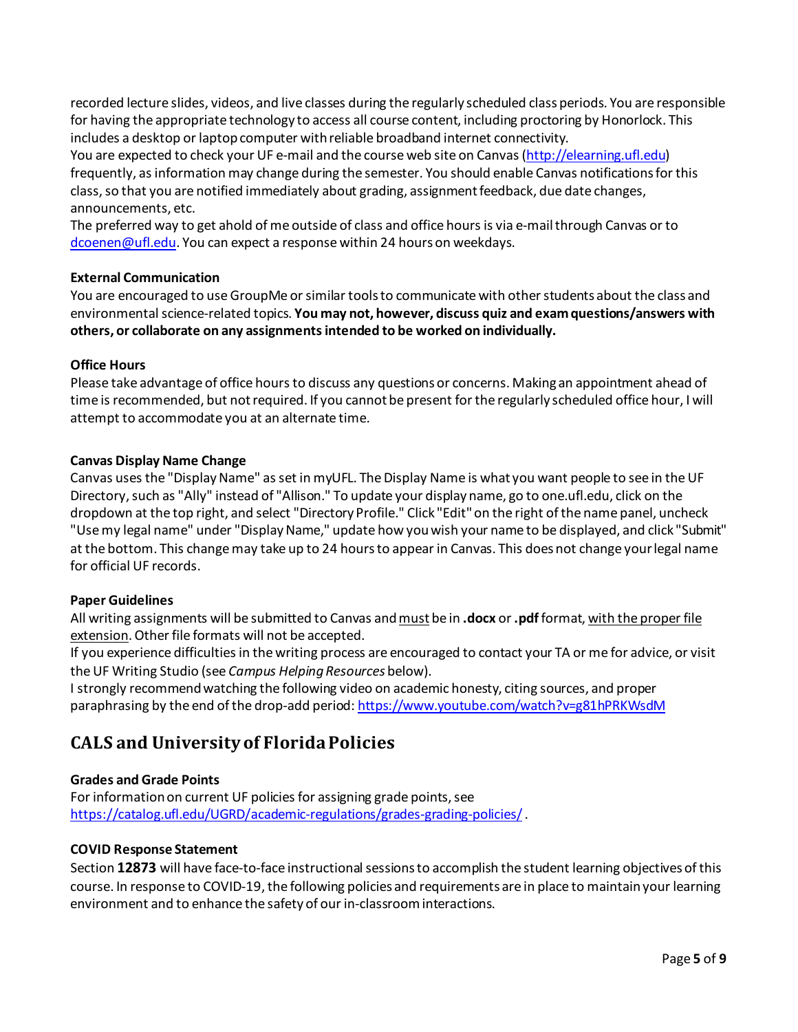recorded lecture slides, videos, and live classes during the regularly scheduled class periods. You are responsible for having the appropriate technology to access all course content, including proctoring by Honorlock. This includes a desktop or laptop computer with reliable broadband internet connectivity.
You are expected to check your UF e-mail and the course web site on Canvas (http://elearning.ufl.edu) frequently, as information may change during the semester. You should enable Canvas notifications for this class, so that you are notified immediately about grading, assignment feedback, due date changes, announcements, etc.
The preferred way to get ahold of me outside of class and office hours is via e-mail through Canvas or to dcoenen@ufl.edu. You can expect a response within 24 hours on weekdays.

**External Communication**
You are encouraged to use GroupMe or similar tools to communicate with other students about the class and environmental science-related topics. **You may not, however, discuss quiz and exam questions/answers with others, or collaborate on any assignments intended to be worked on individually.**

**Office Hours**
Please take advantage of office hours to discuss any questions or concerns. Making an appointment ahead of time is recommended, but not required. If you cannot be present for the regularly scheduled office hour, I will attempt to accommodate you at an alternate time.

**Canvas Display Name Change**
Canvas uses the "Display Name" as set in myUFL. The Display Name is what you want people to see in the UF Directory, such as "Ally" instead of "Allison." To update your display name, go to one.ufl.edu, click on the dropdown at the top right, and select "Directory Profile." Click "Edit" on the right of the name panel, uncheck "Use my legal name" under "Display Name," update how you wish your name to be displayed, and click "Submit" at the bottom. This change may take up to 24 hours to appear in Canvas. This does not change your legal name for official UF records.

**Paper Guidelines**
All writing assignments will be submitted to Canvas and must be in **.docx** or **.pdf** format, with the proper file extension. Other file formats will not be accepted.
If you experience difficulties in the writing process are encouraged to contact your TA or me for advice, or visit the UF Writing Studio (see *Campus Helping Resources* below).
I strongly recommend watching the following video on academic honesty, citing sources, and proper paraphrasing by the end of the drop-add period: https://www.youtube.com/watch?v=g81hPRKWsdM

## CALS and University of Florida Policies

**Grades and Grade Points**
For information on current UF policies for assigning grade points, see https://catalog.ufl.edu/UGRD/academic-regulations/grades-grading-policies/ .

**COVID Response Statement**
Section **12873** will have face-to-face instructional sessions to accomplish the student learning objectives of this course. In response to COVID-19, the following policies and requirements are in place to maintain your learning environment and to enhance the safety of our in-classroom interactions.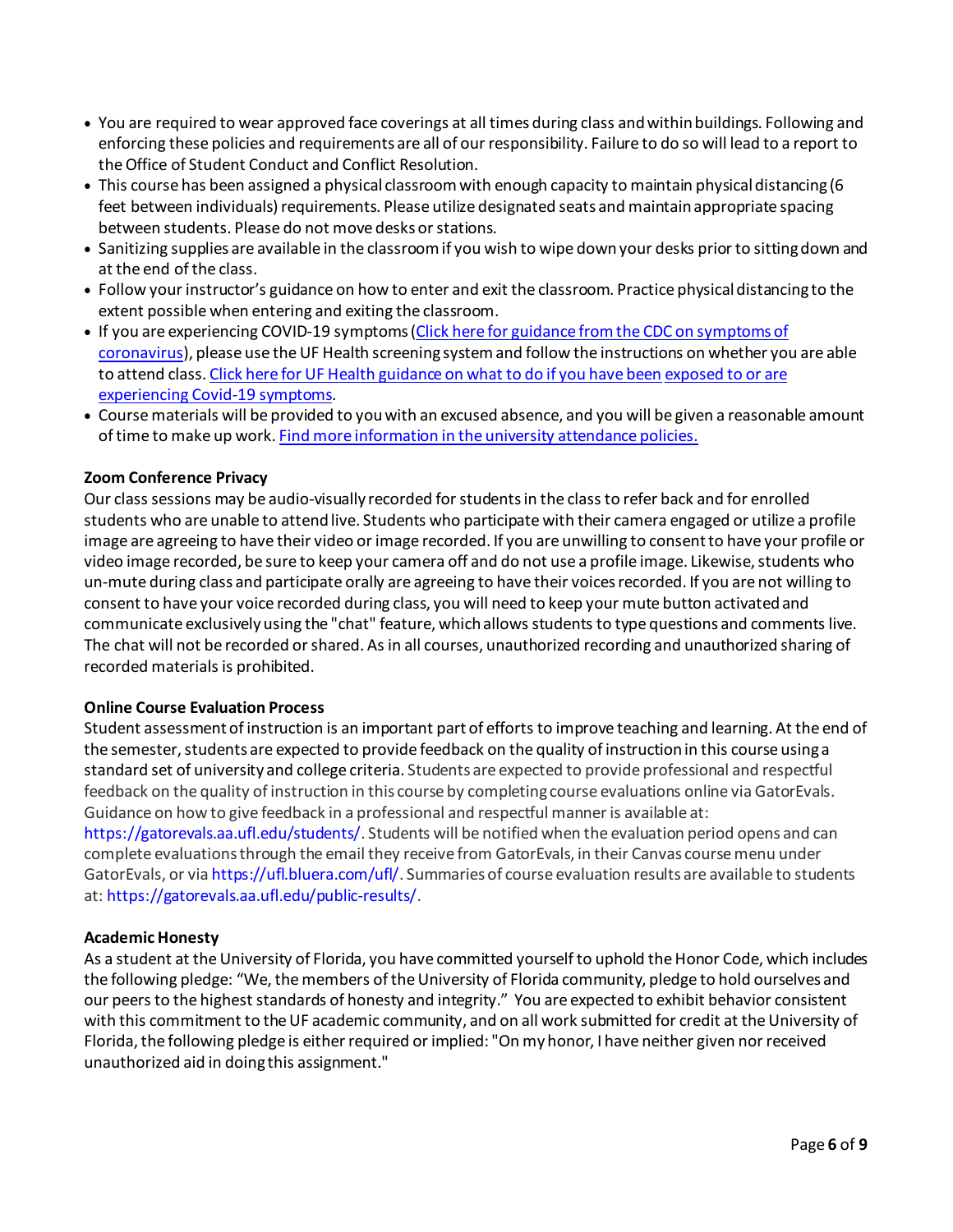- You are required to wear approved face coverings at all times during class and within buildings. Following and enforcing these policies and requirements are all of our responsibility. Failure to do so will lead to a report to the Office of Student Conduct and Conflict Resolution.
- This course has been assigned a physical classroom with enough capacity to maintain physical distancing (6 feet between individuals) requirements. Please utilize designated seats and maintain appropriate spacing between students. Please do not move desks or stations.
- Sanitizing supplies are available in the classroom if you wish to wipe down your desks prior to sitting down and at the end of the class.
- Follow your instructor's guidance on how to enter and exit the classroom. Practice physical distancing to the extent possible when entering and exiting the classroom.
- If you are experiencing COVID-19 symptoms (Click here for guidance from the CDC on symptoms of coronavirus), please use the UF Health screening system and follow the instructions on whether you are able to attend class. Click here for UF Health guidance on what to do if you have been exposed to or are experiencing Covid-19 symptoms.
- Course materials will be provided to you with an excused absence, and you will be given a reasonable amount of time to make up work. Find more information in the university attendance policies.

**Zoom Conference Privacy**

Our class sessions may be audio-visually recorded for students in the class to refer back and for enrolled students who are unable to attend live. Students who participate with their camera engaged or utilize a profile image are agreeing to have their video or image recorded. If you are unwilling to consent to have your profile or video image recorded, be sure to keep your camera off and do not use a profile image. Likewise, students who un-mute during class and participate orally are agreeing to have their voices recorded. If you are not willing to consent to have your voice recorded during class, you will need to keep your mute button activated and communicate exclusively using the "chat" feature, which allows students to type questions and comments live. The chat will not be recorded or shared. As in all courses, unauthorized recording and unauthorized sharing of recorded materials is prohibited.

**Online Course Evaluation Process**

Student assessment of instruction is an important part of efforts to improve teaching and learning. At the end of the semester, students are expected to provide feedback on the quality of instruction in this course using a standard set of university and college criteria. Students are expected to provide professional and respectful feedback on the quality of instruction in this course by completing course evaluations online via GatorEvals. Guidance on how to give feedback in a professional and respectful manner is available at: https://gatorevals.aa.ufl.edu/students/. Students will be notified when the evaluation period opens and can complete evaluations through the email they receive from GatorEvals, in their Canvas course menu under GatorEvals, or via https://ufl.bluera.com/ufl/. Summaries of course evaluation results are available to students at: https://gatorevals.aa.ufl.edu/public-results/.

**Academic Honesty**

As a student at the University of Florida, you have committed yourself to uphold the Honor Code, which includes the following pledge: "We, the members of the University of Florida community, pledge to hold ourselves and our peers to the highest standards of honesty and integrity." You are expected to exhibit behavior consistent with this commitment to the UF academic community, and on all work submitted for credit at the University of Florida, the following pledge is either required or implied: "On my honor, I have neither given nor received unauthorized aid in doing this assignment."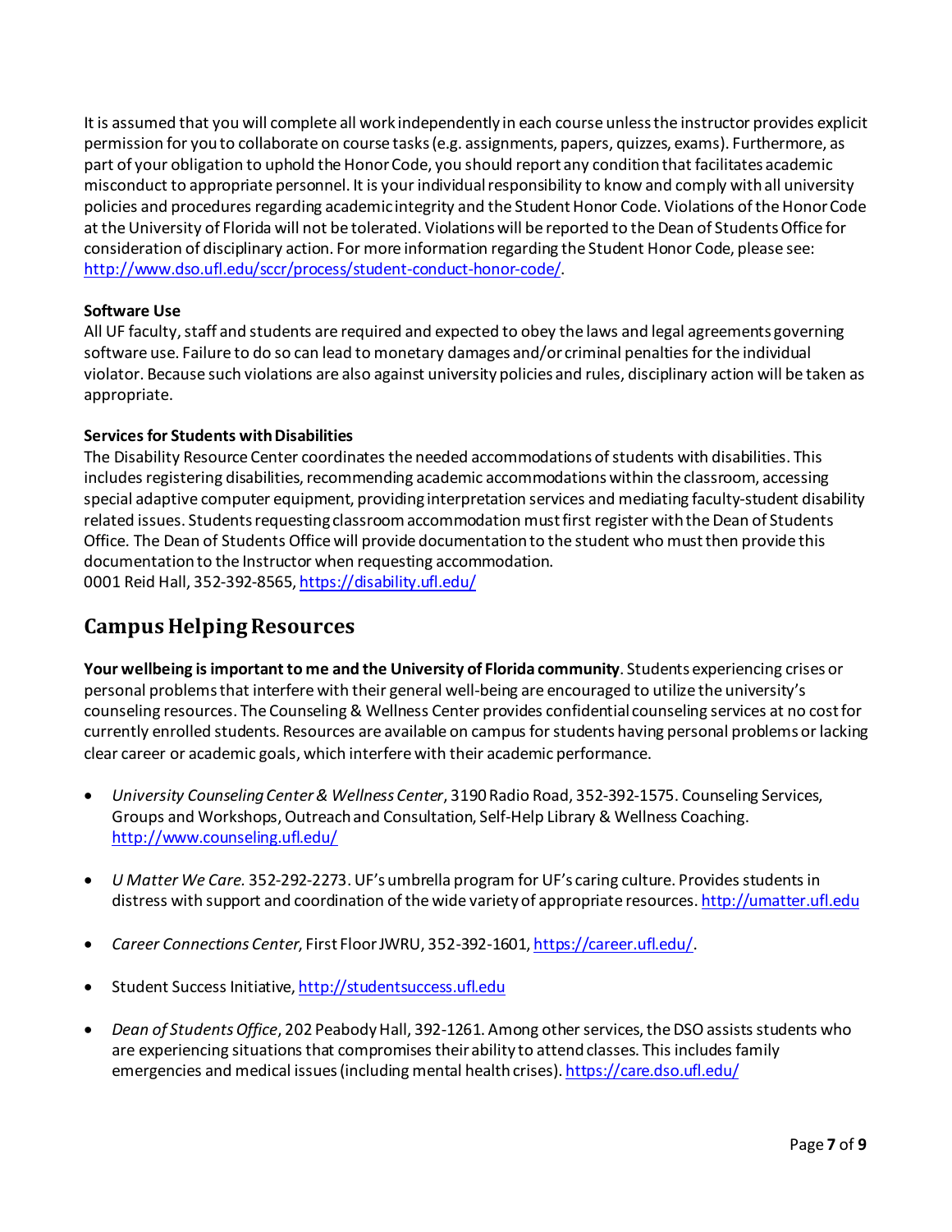It is assumed that you will complete all work independently in each course unless the instructor provides explicit permission for you to collaborate on course tasks (e.g. assignments, papers, quizzes, exams). Furthermore, as part of your obligation to uphold the Honor Code, you should report any condition that facilitates academic misconduct to appropriate personnel. It is your individual responsibility to know and comply with all university policies and procedures regarding academic integrity and the Student Honor Code. Violations of the Honor Code at the University of Florida will not be tolerated. Violations will be reported to the Dean of Students Office for consideration of disciplinary action. For more information regarding the Student Honor Code, please see: [http://www.dso.ufl.edu/sccr/process/student-conduct-honor-code/](http://www.dso.ufl.edu/sccr/process/student-conduct-honor-code/).

**Software Use**

All UF faculty, staff and students are required and expected to obey the laws and legal agreements governing software use. Failure to do so can lead to monetary damages and/or criminal penalties for the individual violator. Because such violations are also against university policies and rules, disciplinary action will be taken as appropriate.

**Services for Students with Disabilities**

The Disability Resource Center coordinates the needed accommodations of students with disabilities. This includes registering disabilities, recommending academic accommodations within the classroom, accessing special adaptive computer equipment, providing interpretation services and mediating faculty-student disability related issues. Students requesting classroom accommodation must first register with the Dean of Students Office. The Dean of Students Office will provide documentation to the student who must then provide this documentation to the Instructor when requesting accommodation.
0001 Reid Hall, 352-392-8565, [https://disability.ufl.edu/](https://disability.ufl.edu/)

## Campus Helping Resources

**Your wellbeing is important to me and the University of Florida community**. Students experiencing crises or personal problems that interfere with their general well-being are encouraged to utilize the university's counseling resources. The Counseling & Wellness Center provides confidential counseling services at no cost for currently enrolled students. Resources are available on campus for students having personal problems or lacking clear career or academic goals, which interfere with their academic performance.

- *University Counseling Center & Wellness Center*, 3190 Radio Road, 352-392-1575. Counseling Services, Groups and Workshops, Outreach and Consultation, Self-Help Library & Wellness Coaching. [http://www.counseling.ufl.edu/](http://www.counseling.ufl.edu/)

- *U Matter We Care.* 352-292-2273. UF's umbrella program for UF's caring culture. Provides students in distress with support and coordination of the wide variety of appropriate resources. [http://umatter.ufl.edu](http://umatter.ufl.edu)

- *Career Connections Center*, First Floor JWRU, 352-392-1601, [https://career.ufl.edu/](https://career.ufl.edu/).

- Student Success Initiative, [http://studentsuccess.ufl.edu](http://studentsuccess.ufl.edu)

- *Dean of Students Office*, 202 Peabody Hall, 392-1261. Among other services, the DSO assists students who are experiencing situations that compromises their ability to attend classes. This includes family emergencies and medical issues (including mental health crises). [https://care.dso.ufl.edu/](https://care.dso.ufl.edu/)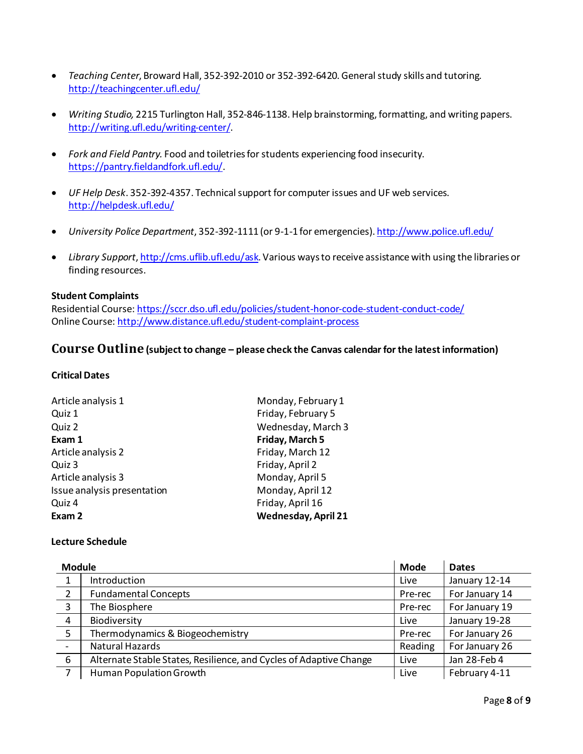- *Teaching Center*, Broward Hall, 352-392-2010 or 352-392-6420. General study skills and tutoring. http://teachingcenter.ufl.edu/

- *Writing Studio,* 2215 Turlington Hall, 352-846-1138. Help brainstorming, formatting, and writing papers. http://writing.ufl.edu/writing-center/.

- *Fork and Field Pantry.* Food and toiletries for students experiencing food insecurity. https://pantry.fieldandfork.ufl.edu/.

- *UF Help Desk*. 352-392-4357. Technical support for computer issues and UF web services. http://helpdesk.ufl.edu/

- *University Police Department*, 352-392-1111 (or 9-1-1 for emergencies). http://www.police.ufl.edu/

- *Library Support*, http://cms.uflib.ufl.edu/ask. Various ways to receive assistance with using the libraries or finding resources.

**Student Complaints**

Residential Course: https://sccr.dso.ufl.edu/policies/student-honor-code-student-conduct-code/
Online Course: http://www.distance.ufl.edu/student-complaint-process

## Course Outline (subject to change – please check the Canvas calendar for the latest information)

**Critical Dates**

| | |
|---|---|
| Article analysis 1 | Monday, February 1 |
| Quiz 1 | Friday, February 5 |
| Quiz 2 | Wednesday, March 3 |
| **Exam 1** | **Friday, March 5** |
| Article analysis 2 | Friday, March 12 |
| Quiz 3 | Friday, April 2 |
| Article analysis 3 | Monday, April 5 |
| Issue analysis presentation | Monday, April 12 |
| Quiz 4 | Friday, April 16 |
| **Exam 2** | **Wednesday, April 21** |

**Lecture Schedule**

| Module | | Mode | Dates |
|---|---|---|---|
| 1 | Introduction | Live | January 12-14 |
| 2 | Fundamental Concepts | Pre-rec | For January 14 |
| 3 | The Biosphere | Pre-rec | For January 19 |
| 4 | Biodiversity | Live | January 19-28 |
| 5 | Thermodynamics & Biogeochemistry | Pre-rec | For January 26 |
| - | Natural Hazards | Reading | For January 26 |
| 6 | Alternate Stable States, Resilience, and Cycles of Adaptive Change | Live | Jan 28-Feb 4 |
| 7 | Human Population Growth | Live | February 4-11 |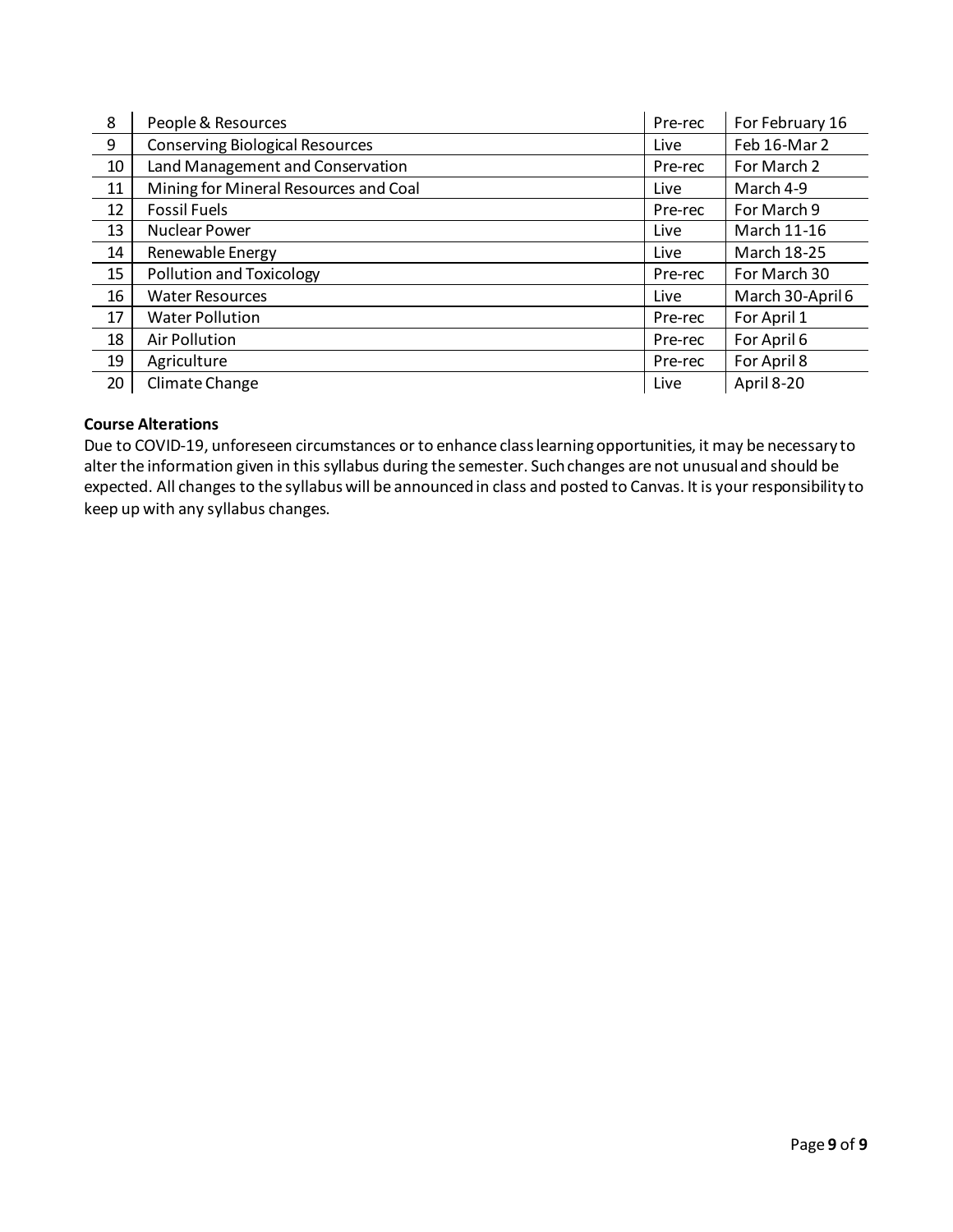| | | | |
|---|---|---|---|
| 8 | People & Resources | Pre-rec | For February 16 |
| 9 | Conserving Biological Resources | Live | Feb 16-Mar 2 |
| 10 | Land Management and Conservation | Pre-rec | For March 2 |
| 11 | Mining for Mineral Resources and Coal | Live | March 4-9 |
| 12 | Fossil Fuels | Pre-rec | For March 9 |
| 13 | Nuclear Power | Live | March 11-16 |
| 14 | Renewable Energy | Live | March 18-25 |
| 15 | Pollution and Toxicology | Pre-rec | For March 30 |
| 16 | Water Resources | Live | March 30-April 6 |
| 17 | Water Pollution | Pre-rec | For April 1 |
| 18 | Air Pollution | Pre-rec | For April 6 |
| 19 | Agriculture | Pre-rec | For April 8 |
| 20 | Climate Change | Live | April 8-20 |

**Course Alterations**

Due to COVID-19, unforeseen circumstances or to enhance class learning opportunities, it may be necessary to alter the information given in this syllabus during the semester. Such changes are not unusual and should be expected. All changes to the syllabus will be announced in class and posted to Canvas. It is your responsibility to keep up with any syllabus changes.